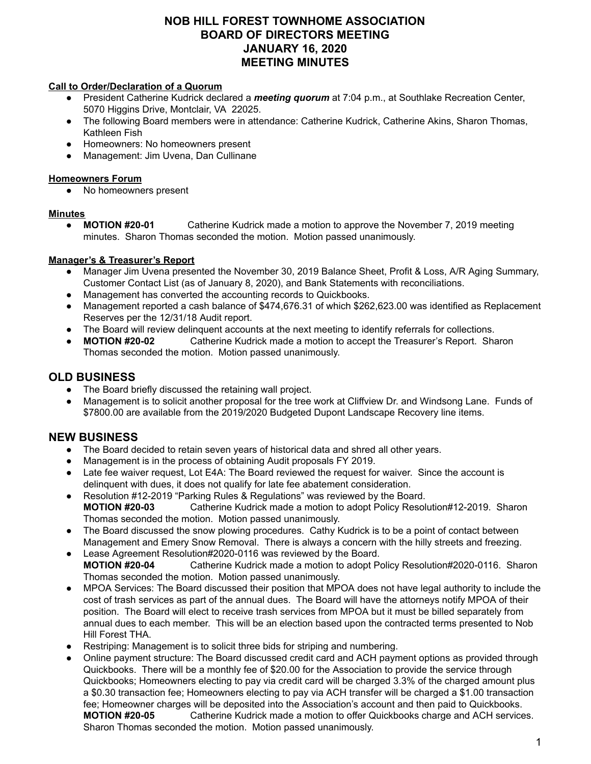# NOB HILL FOREST TOWNHOME ASSOCIATION
# BOARD OF DIRECTORS MEETING
# JANUARY 16, 2020
# MEETING MINUTES

**Call to Order/Declaration of a Quorum**

- President Catherine Kudrick declared a ***meeting quorum*** at 7:04 p.m., at Southlake Recreation Center, 5070 Higgins Drive, Montclair, VA 22025.
- The following Board members were in attendance: Catherine Kudrick, Catherine Akins, Sharon Thomas, Kathleen Fish
- Homeowners: No homeowners present
- Management: Jim Uvena, Dan Cullinane

**Homeowners Forum**

- No homeowners present

**Minutes**

- **MOTION #20-01** Catherine Kudrick made a motion to approve the November 7, 2019 meeting minutes. Sharon Thomas seconded the motion. Motion passed unanimously.

**Manager's & Treasurer's Report**

- Manager Jim Uvena presented the November 30, 2019 Balance Sheet, Profit & Loss, A/R Aging Summary, Customer Contact List (as of January 8, 2020), and Bank Statements with reconciliations.
- Management has converted the accounting records to Quickbooks.
- Management reported a cash balance of $474,676.31 of which $262,623.00 was identified as Replacement Reserves per the 12/31/18 Audit report.
- The Board will review delinquent accounts at the next meeting to identify referrals for collections.
- **MOTION #20-02** Catherine Kudrick made a motion to accept the Treasurer's Report. Sharon Thomas seconded the motion. Motion passed unanimously.

## OLD BUSINESS

- The Board briefly discussed the retaining wall project.
- Management is to solicit another proposal for the tree work at Cliffview Dr. and Windsong Lane. Funds of $7800.00 are available from the 2019/2020 Budgeted Dupont Landscape Recovery line items.

## NEW BUSINESS

- The Board decided to retain seven years of historical data and shred all other years.
- Management is in the process of obtaining Audit proposals FY 2019.
- Late fee waiver request, Lot E4A: The Board reviewed the request for waiver. Since the account is delinquent with dues, it does not qualify for late fee abatement consideration.
- Resolution #12-2019 "Parking Rules & Regulations" was reviewed by the Board.
  **MOTION #20-03** Catherine Kudrick made a motion to adopt Policy Resolution#12-2019. Sharon Thomas seconded the motion. Motion passed unanimously.
- The Board discussed the snow plowing procedures. Cathy Kudrick is to be a point of contact between Management and Emery Snow Removal. There is always a concern with the hilly streets and freezing.
- Lease Agreement Resolution#2020-0116 was reviewed by the Board.
  **MOTION #20-04** Catherine Kudrick made a motion to adopt Policy Resolution#2020-0116. Sharon Thomas seconded the motion. Motion passed unanimously.
- MPOA Services: The Board discussed their position that MPOA does not have legal authority to include the cost of trash services as part of the annual dues. The Board will have the attorneys notify MPOA of their position. The Board will elect to receive trash services from MPOA but it must be billed separately from annual dues to each member. This will be an election based upon the contracted terms presented to Nob Hill Forest THA.
- Restriping: Management is to solicit three bids for striping and numbering.
- Online payment structure: The Board discussed credit card and ACH payment options as provided through Quickbooks. There will be a monthly fee of $20.00 for the Association to provide the service through Quickbooks; Homeowners electing to pay via credit card will be charged 3.3% of the charged amount plus a $0.30 transaction fee; Homeowners electing to pay via ACH transfer will be charged a $1.00 transaction fee; Homeowner charges will be deposited into the Association's account and then paid to Quickbooks.
  **MOTION #20-05** Catherine Kudrick made a motion to offer Quickbooks charge and ACH services. Sharon Thomas seconded the motion. Motion passed unanimously.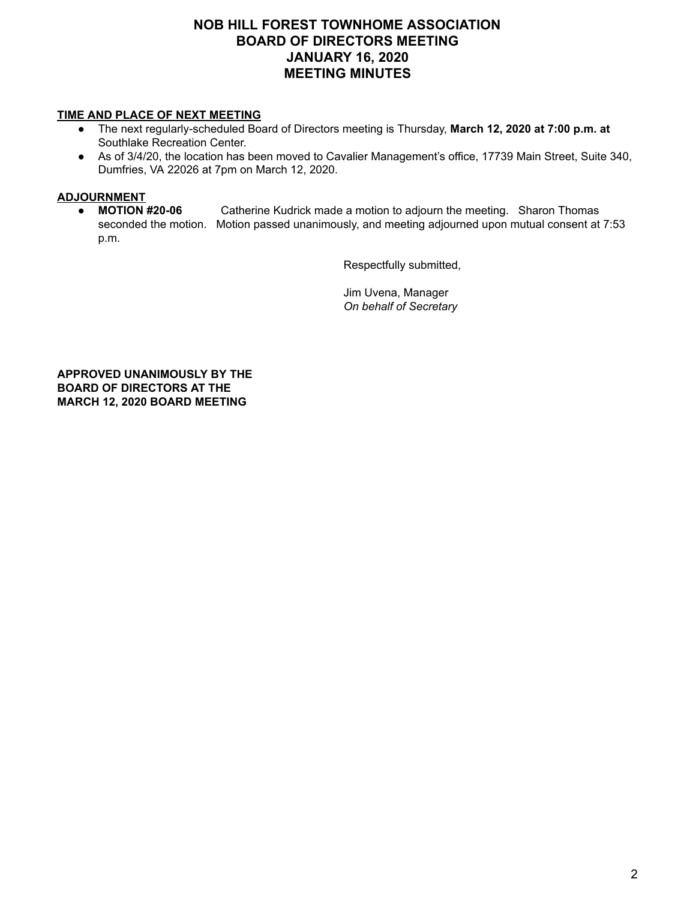# NOB HILL FOREST TOWNHOME ASSOCIATION
# BOARD OF DIRECTORS MEETING
# JANUARY 16, 2020
# MEETING MINUTES

**TIME AND PLACE OF NEXT MEETING**

- The next regularly-scheduled Board of Directors meeting is Thursday, **March 12, 2020 at 7:00 p.m. at** Southlake Recreation Center.
- As of 3/4/20, the location has been moved to Cavalier Management's office, 17739 Main Street, Suite 340, Dumfries, VA 22026 at 7pm on March 12, 2020.

**ADJOURNMENT**

- **MOTION #20-06** Catherine Kudrick made a motion to adjourn the meeting. Sharon Thomas seconded the motion. Motion passed unanimously, and meeting adjourned upon mutual consent at 7:53 p.m.

Respectfully submitted,

Jim Uvena, Manager
*On behalf of Secretary*

**APPROVED UNANIMOUSLY BY THE BOARD OF DIRECTORS AT THE MARCH 12, 2020 BOARD MEETING**